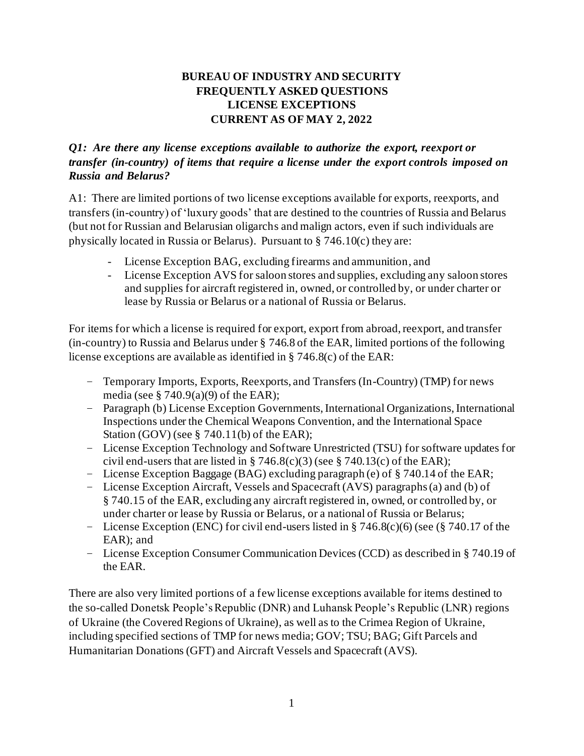# BUREAU OF INDUSTRY AND SECURITY
# FREQUENTLY ASKED QUESTIONS
# LICENSE EXCEPTIONS
# CURRENT AS OF MAY 2, 2022

***Q1: Are there any license exceptions available to authorize the export, reexport or transfer (in-country) of items that require a license under the export controls imposed on Russia and Belarus?***

A1: There are limited portions of two license exceptions available for exports, reexports, and transfers (in-country) of 'luxury goods' that are destined to the countries of Russia and Belarus (but not for Russian and Belarusian oligarchs and malign actors, even if such individuals are physically located in Russia or Belarus). Pursuant to § 746.10(c) they are:

- License Exception BAG, excluding firearms and ammunition, and
- License Exception AVS for saloon stores and supplies, excluding any saloon stores and supplies for aircraft registered in, owned, or controlled by, or under charter or lease by Russia or Belarus or a national of Russia or Belarus.

For items for which a license is required for export, export from abroad, reexport, and transfer (in-country) to Russia and Belarus under § 746.8 of the EAR, limited portions of the following license exceptions are available as identified in § 746.8(c) of the EAR:

- Temporary Imports, Exports, Reexports, and Transfers (In-Country) (TMP) for news media (see § 740.9(a)(9) of the EAR);
- Paragraph (b) License Exception Governments, International Organizations, International Inspections under the Chemical Weapons Convention, and the International Space Station (GOV) (see § 740.11(b) of the EAR);
- License Exception Technology and Software Unrestricted (TSU) for software updates for civil end-users that are listed in § 746.8(c)(3) (see § 740.13(c) of the EAR);
- License Exception Baggage (BAG) excluding paragraph (e) of § 740.14 of the EAR;
- License Exception Aircraft, Vessels and Spacecraft (AVS) paragraphs (a) and (b) of § 740.15 of the EAR, excluding any aircraft registered in, owned, or controlled by, or under charter or lease by Russia or Belarus, or a national of Russia or Belarus;
- License Exception (ENC) for civil end-users listed in § 746.8(c)(6) (see (§ 740.17 of the EAR); and
- License Exception Consumer Communication Devices (CCD) as described in § 740.19 of the EAR.

There are also very limited portions of a few license exceptions available for items destined to the so-called Donetsk People's Republic (DNR) and Luhansk People's Republic (LNR) regions of Ukraine (the Covered Regions of Ukraine), as well as to the Crimea Region of Ukraine, including specified sections of TMP for news media; GOV; TSU; BAG; Gift Parcels and Humanitarian Donations (GFT) and Aircraft Vessels and Spacecraft (AVS).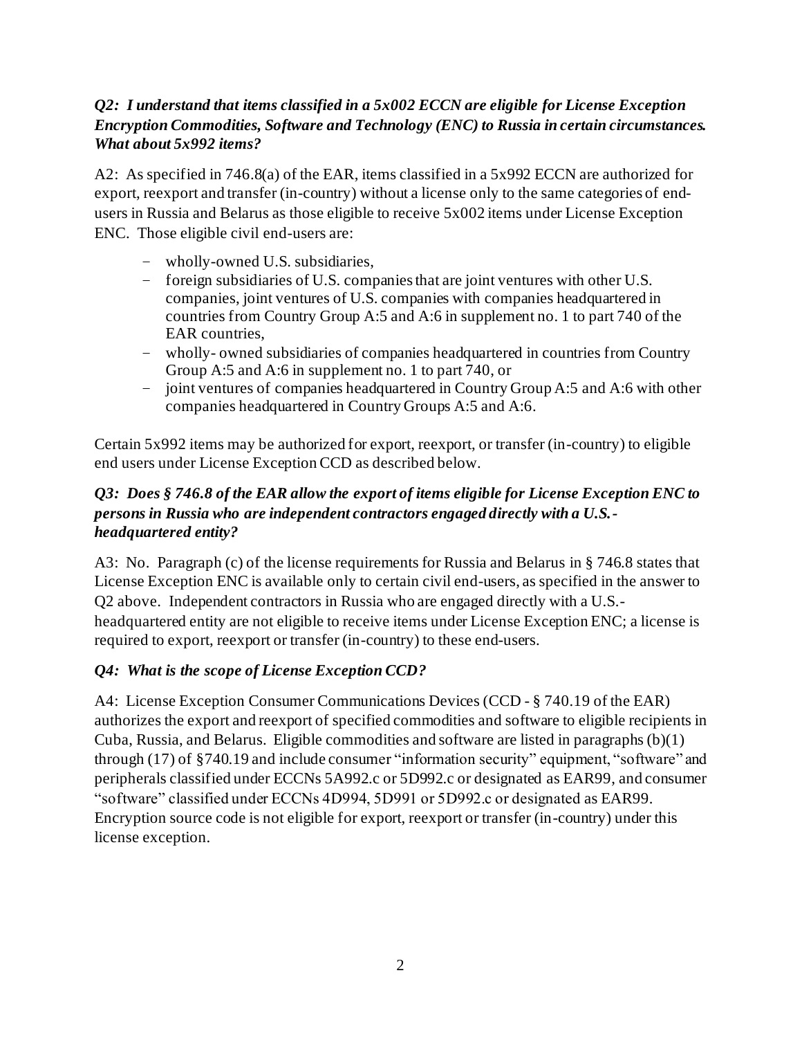***Q2: I understand that items classified in a 5x002 ECCN are eligible for License Exception Encryption Commodities, Software and Technology (ENC) to Russia in certain circumstances. What about 5x992 items?***

A2: As specified in 746.8(a) of the EAR, items classified in a 5x992 ECCN are authorized for export, reexport and transfer (in-country) without a license only to the same categories of end-users in Russia and Belarus as those eligible to receive 5x002 items under License Exception ENC. Those eligible civil end-users are:

- wholly-owned U.S. subsidiaries,
- foreign subsidiaries of U.S. companies that are joint ventures with other U.S. companies, joint ventures of U.S. companies with companies headquartered in countries from Country Group A:5 and A:6 in supplement no. 1 to part 740 of the EAR countries,
- wholly- owned subsidiaries of companies headquartered in countries from Country Group A:5 and A:6 in supplement no. 1 to part 740, or
- joint ventures of companies headquartered in Country Group A:5 and A:6 with other companies headquartered in Country Groups A:5 and A:6.

Certain 5x992 items may be authorized for export, reexport, or transfer (in-country) to eligible end users under License Exception CCD as described below.

***Q3: Does § 746.8 of the EAR allow the export of items eligible for License Exception ENC to persons in Russia who are independent contractors engaged directly with a U.S.-headquartered entity?***

A3: No. Paragraph (c) of the license requirements for Russia and Belarus in § 746.8 states that License Exception ENC is available only to certain civil end-users, as specified in the answer to Q2 above. Independent contractors in Russia who are engaged directly with a U.S.-headquartered entity are not eligible to receive items under License Exception ENC; a license is required to export, reexport or transfer (in-country) to these end-users.

***Q4: What is the scope of License Exception CCD?***

A4: License Exception Consumer Communications Devices (CCD - § 740.19 of the EAR) authorizes the export and reexport of specified commodities and software to eligible recipients in Cuba, Russia, and Belarus. Eligible commodities and software are listed in paragraphs (b)(1) through (17) of §740.19 and include consumer "information security" equipment, "software" and peripherals classified under ECCNs 5A992.c or 5D992.c or designated as EAR99, and consumer "software" classified under ECCNs 4D994, 5D991 or 5D992.c or designated as EAR99. Encryption source code is not eligible for export, reexport or transfer (in-country) under this license exception.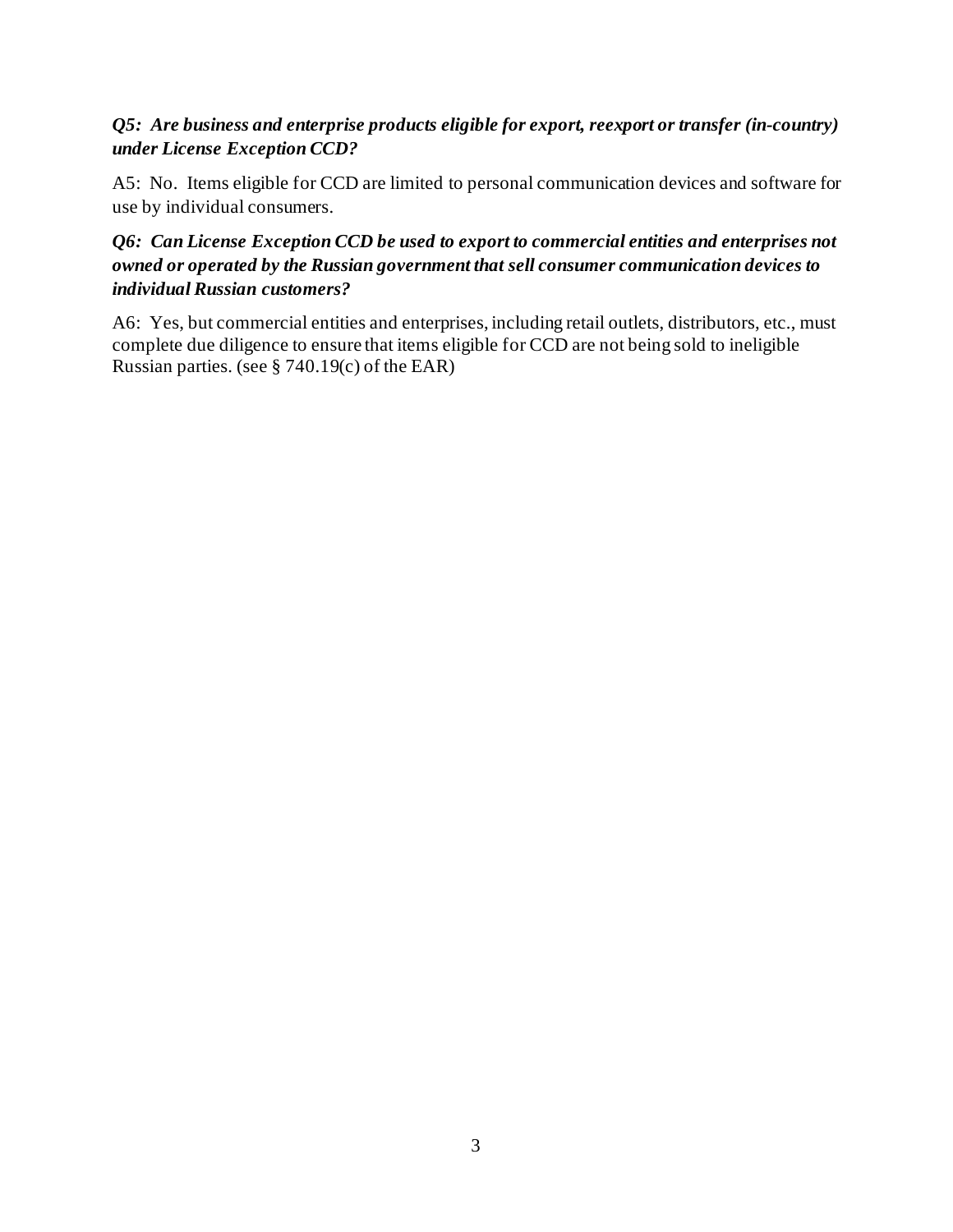***Q5: Are business and enterprise products eligible for export, reexport or transfer (in-country) under License Exception CCD?***

A5: No. Items eligible for CCD are limited to personal communication devices and software for use by individual consumers.

***Q6: Can License Exception CCD be used to export to commercial entities and enterprises not owned or operated by the Russian government that sell consumer communication devices to individual Russian customers?***

A6: Yes, but commercial entities and enterprises, including retail outlets, distributors, etc., must complete due diligence to ensure that items eligible for CCD are not being sold to ineligible Russian parties. (see § 740.19(c) of the EAR)